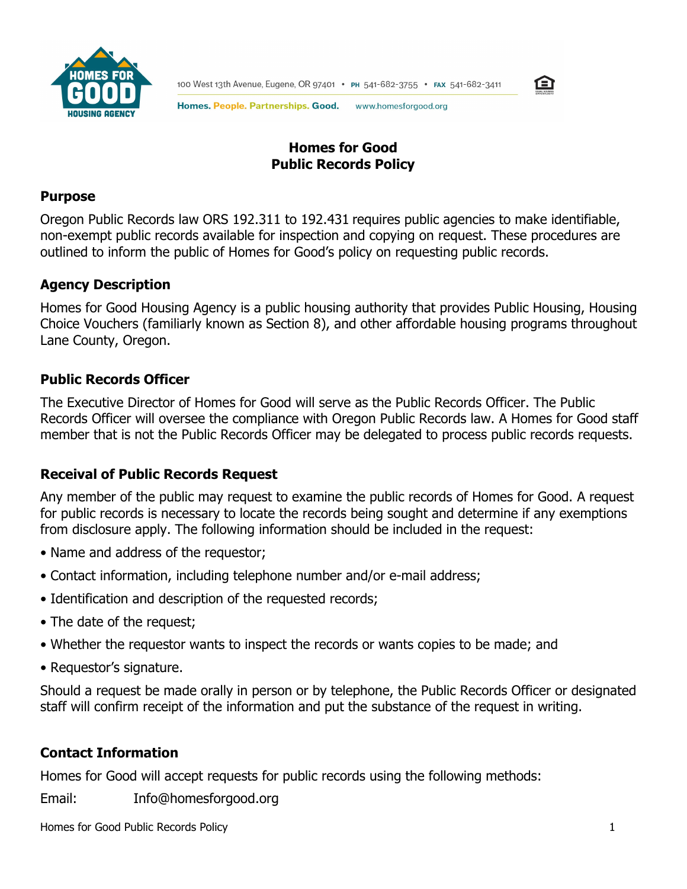100 West 13th Avenue, Eugene, OR 97401 • PH 541-682-3755 • FAX 541-682-3411

Homes. People. Partnerships. Good. www.homesforgood.org

# Homes for Good
# Public Records Policy

## Purpose

Oregon Public Records law ORS 192.311 to 192.431 requires public agencies to make identifiable, non-exempt public records available for inspection and copying on request. These procedures are outlined to inform the public of Homes for Good's policy on requesting public records.

## Agency Description

Homes for Good Housing Agency is a public housing authority that provides Public Housing, Housing Choice Vouchers (familiarly known as Section 8), and other affordable housing programs throughout Lane County, Oregon.

## Public Records Officer

The Executive Director of Homes for Good will serve as the Public Records Officer. The Public Records Officer will oversee the compliance with Oregon Public Records law. A Homes for Good staff member that is not the Public Records Officer may be delegated to process public records requests.

## Receival of Public Records Request

Any member of the public may request to examine the public records of Homes for Good. A request for public records is necessary to locate the records being sought and determine if any exemptions from disclosure apply. The following information should be included in the request:

- Name and address of the requestor;
- Contact information, including telephone number and/or e-mail address;
- Identification and description of the requested records;
- The date of the request;
- Whether the requestor wants to inspect the records or wants copies to be made; and
- Requestor's signature.

Should a request be made orally in person or by telephone, the Public Records Officer or designated staff will confirm receipt of the information and put the substance of the request in writing.

## Contact Information

Homes for Good will accept requests for public records using the following methods:

Email: Info@homesforgood.org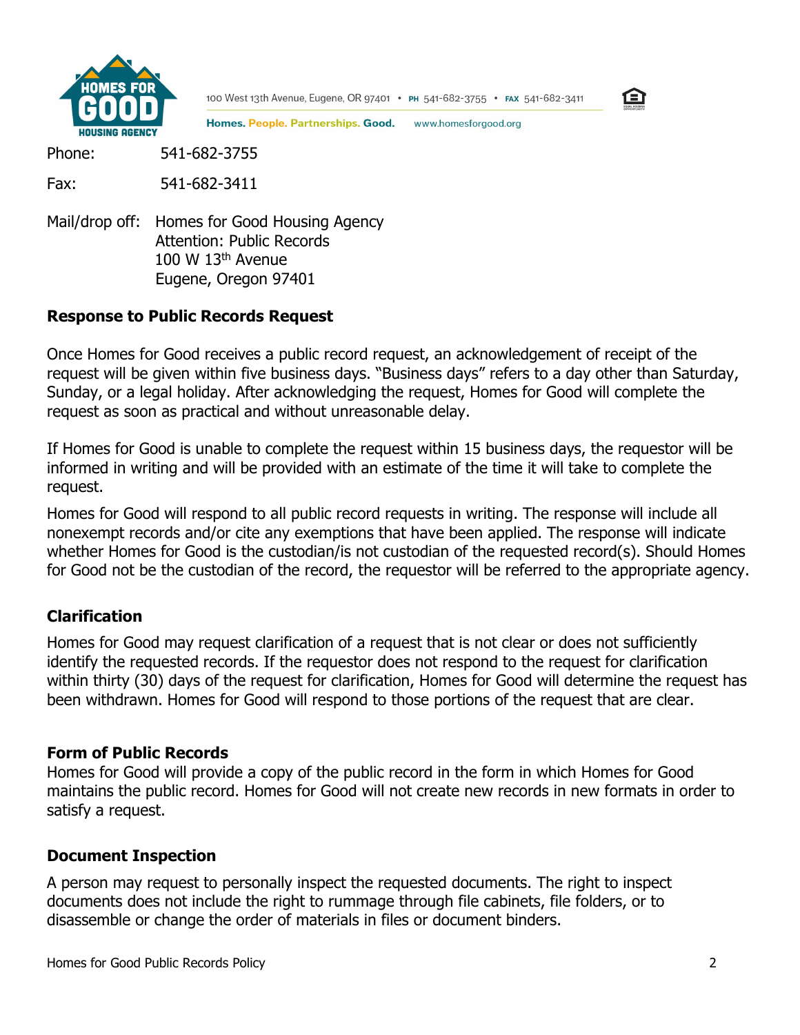Phone: 541-682-3755

Fax: 541-682-3411

Mail/drop off: Homes for Good Housing Agency
Attention: Public Records
100 W 13th Avenue
Eugene, Oregon 97401

## Response to Public Records Request

Once Homes for Good receives a public record request, an acknowledgement of receipt of the request will be given within five business days. "Business days" refers to a day other than Saturday, Sunday, or a legal holiday. After acknowledging the request, Homes for Good will complete the request as soon as practical and without unreasonable delay.

If Homes for Good is unable to complete the request within 15 business days, the requestor will be informed in writing and will be provided with an estimate of the time it will take to complete the request.

Homes for Good will respond to all public record requests in writing. The response will include all nonexempt records and/or cite any exemptions that have been applied. The response will indicate whether Homes for Good is the custodian/is not custodian of the requested record(s). Should Homes for Good not be the custodian of the record, the requestor will be referred to the appropriate agency.

## Clarification

Homes for Good may request clarification of a request that is not clear or does not sufficiently identify the requested records. If the requestor does not respond to the request for clarification within thirty (30) days of the request for clarification, Homes for Good will determine the request has been withdrawn. Homes for Good will respond to those portions of the request that are clear.

## Form of Public Records

Homes for Good will provide a copy of the public record in the form in which Homes for Good maintains the public record. Homes for Good will not create new records in new formats in order to satisfy a request.

## Document Inspection

A person may request to personally inspect the requested documents. The right to inspect documents does not include the right to rummage through file cabinets, file folders, or to disassemble or change the order of materials in files or document binders.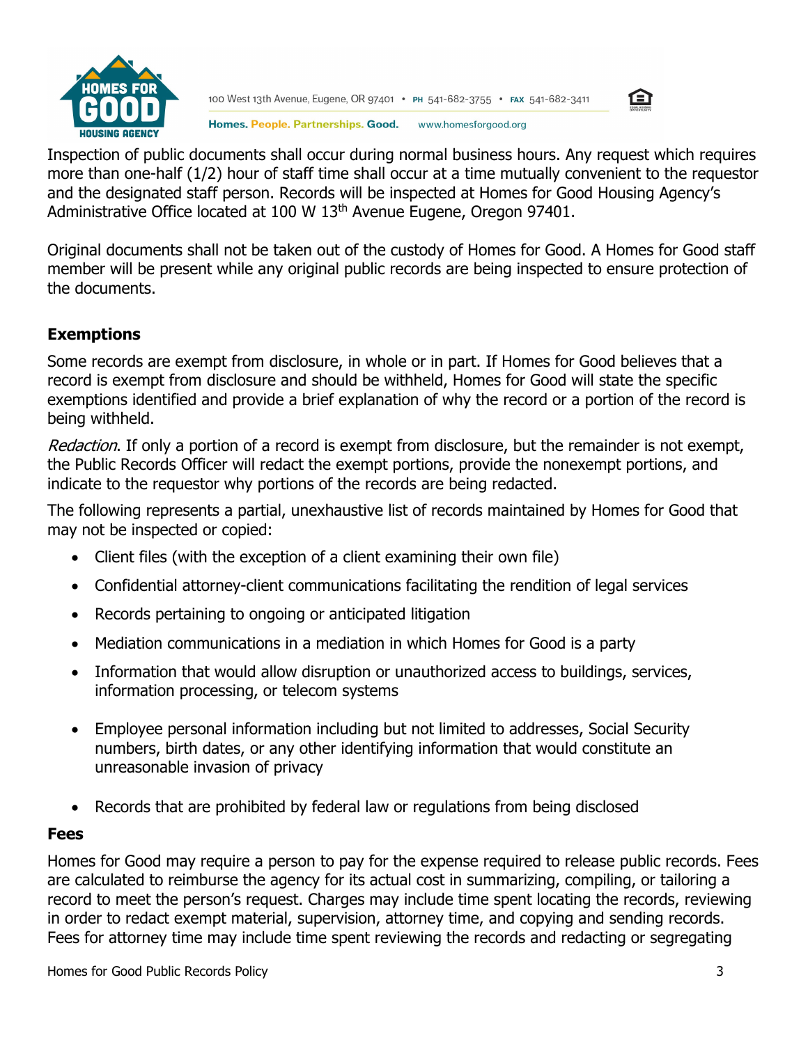Inspection of public documents shall occur during normal business hours. Any request which requires more than one-half (1/2) hour of staff time shall occur at a time mutually convenient to the requestor and the designated staff person. Records will be inspected at Homes for Good Housing Agency's Administrative Office located at 100 W 13th Avenue Eugene, Oregon 97401.

Original documents shall not be taken out of the custody of Homes for Good. A Homes for Good staff member will be present while any original public records are being inspected to ensure protection of the documents.

## Exemptions

Some records are exempt from disclosure, in whole or in part. If Homes for Good believes that a record is exempt from disclosure and should be withheld, Homes for Good will state the specific exemptions identified and provide a brief explanation of why the record or a portion of the record is being withheld.

*Redaction*. If only a portion of a record is exempt from disclosure, but the remainder is not exempt, the Public Records Officer will redact the exempt portions, provide the nonexempt portions, and indicate to the requestor why portions of the records are being redacted.

The following represents a partial, unexhaustive list of records maintained by Homes for Good that may not be inspected or copied:

- Client files (with the exception of a client examining their own file)
- Confidential attorney-client communications facilitating the rendition of legal services
- Records pertaining to ongoing or anticipated litigation
- Mediation communications in a mediation in which Homes for Good is a party
- Information that would allow disruption or unauthorized access to buildings, services, information processing, or telecom systems
- Employee personal information including but not limited to addresses, Social Security numbers, birth dates, or any other identifying information that would constitute an unreasonable invasion of privacy
- Records that are prohibited by federal law or regulations from being disclosed

## Fees

Homes for Good may require a person to pay for the expense required to release public records. Fees are calculated to reimburse the agency for its actual cost in summarizing, compiling, or tailoring a record to meet the person's request. Charges may include time spent locating the records, reviewing in order to redact exempt material, supervision, attorney time, and copying and sending records. Fees for attorney time may include time spent reviewing the records and redacting or segregating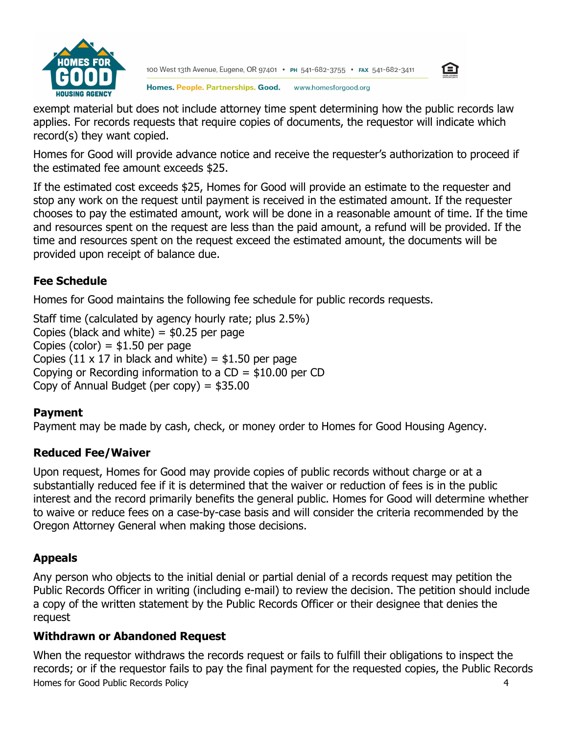exempt material but does not include attorney time spent determining how the public records law applies. For records requests that require copies of documents, the requestor will indicate which record(s) they want copied.

Homes for Good will provide advance notice and receive the requester's authorization to proceed if the estimated fee amount exceeds $25.

If the estimated cost exceeds $25, Homes for Good will provide an estimate to the requester and stop any work on the request until payment is received in the estimated amount. If the requester chooses to pay the estimated amount, work will be done in a reasonable amount of time. If the time and resources spent on the request are less than the paid amount, a refund will be provided. If the time and resources spent on the request exceed the estimated amount, the documents will be provided upon receipt of balance due.

### Fee Schedule

Homes for Good maintains the following fee schedule for public records requests.

Staff time (calculated by agency hourly rate; plus 2.5%)
Copies (black and white) = $0.25 per page
Copies (color) = $1.50 per page
Copies (11 x 17 in black and white) = $1.50 per page
Copying or Recording information to a CD = $10.00 per CD
Copy of Annual Budget (per copy) = $35.00

### Payment

Payment may be made by cash, check, or money order to Homes for Good Housing Agency.

### Reduced Fee/Waiver

Upon request, Homes for Good may provide copies of public records without charge or at a substantially reduced fee if it is determined that the waiver or reduction of fees is in the public interest and the record primarily benefits the general public. Homes for Good will determine whether to waive or reduce fees on a case-by-case basis and will consider the criteria recommended by the Oregon Attorney General when making those decisions.

### Appeals

Any person who objects to the initial denial or partial denial of a records request may petition the Public Records Officer in writing (including e-mail) to review the decision. The petition should include a copy of the written statement by the Public Records Officer or their designee that denies the request

### Withdrawn or Abandoned Request

When the requestor withdraws the records request or fails to fulfill their obligations to inspect the records; or if the requestor fails to pay the final payment for the requested copies, the Public Records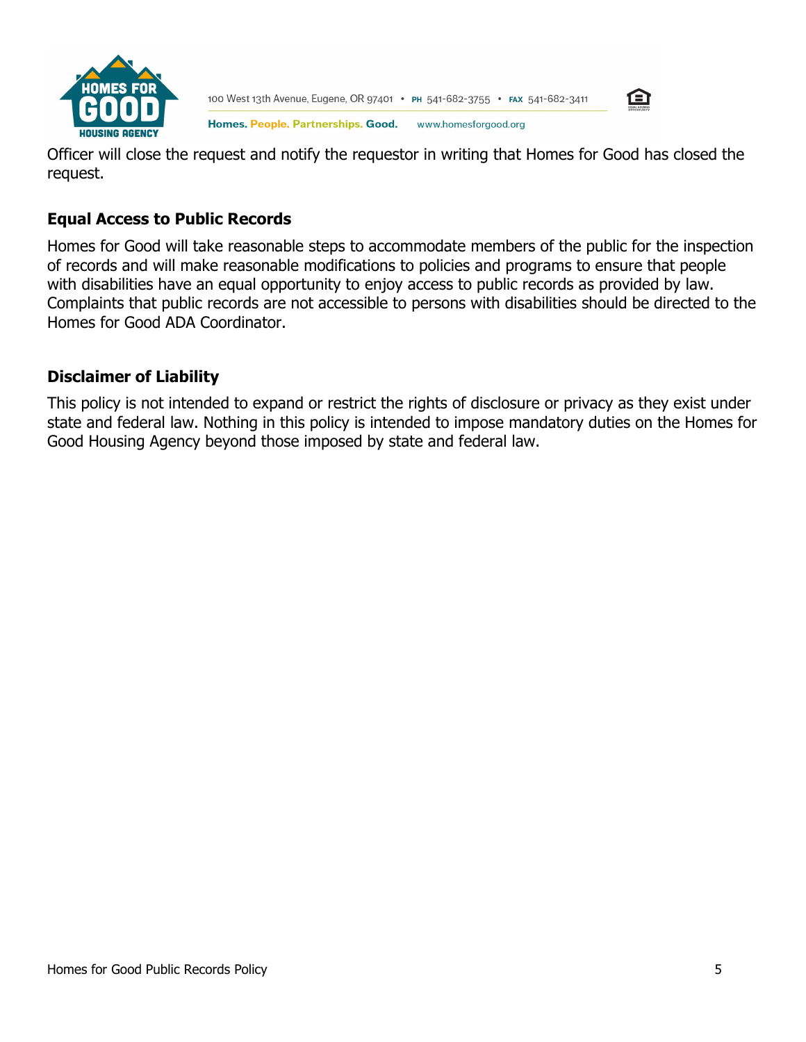Officer will close the request and notify the requestor in writing that Homes for Good has closed the request.

### Equal Access to Public Records

Homes for Good will take reasonable steps to accommodate members of the public for the inspection of records and will make reasonable modifications to policies and programs to ensure that people with disabilities have an equal opportunity to enjoy access to public records as provided by law. Complaints that public records are not accessible to persons with disabilities should be directed to the Homes for Good ADA Coordinator.

### Disclaimer of Liability

This policy is not intended to expand or restrict the rights of disclosure or privacy as they exist under state and federal law. Nothing in this policy is intended to impose mandatory duties on the Homes for Good Housing Agency beyond those imposed by state and federal law.